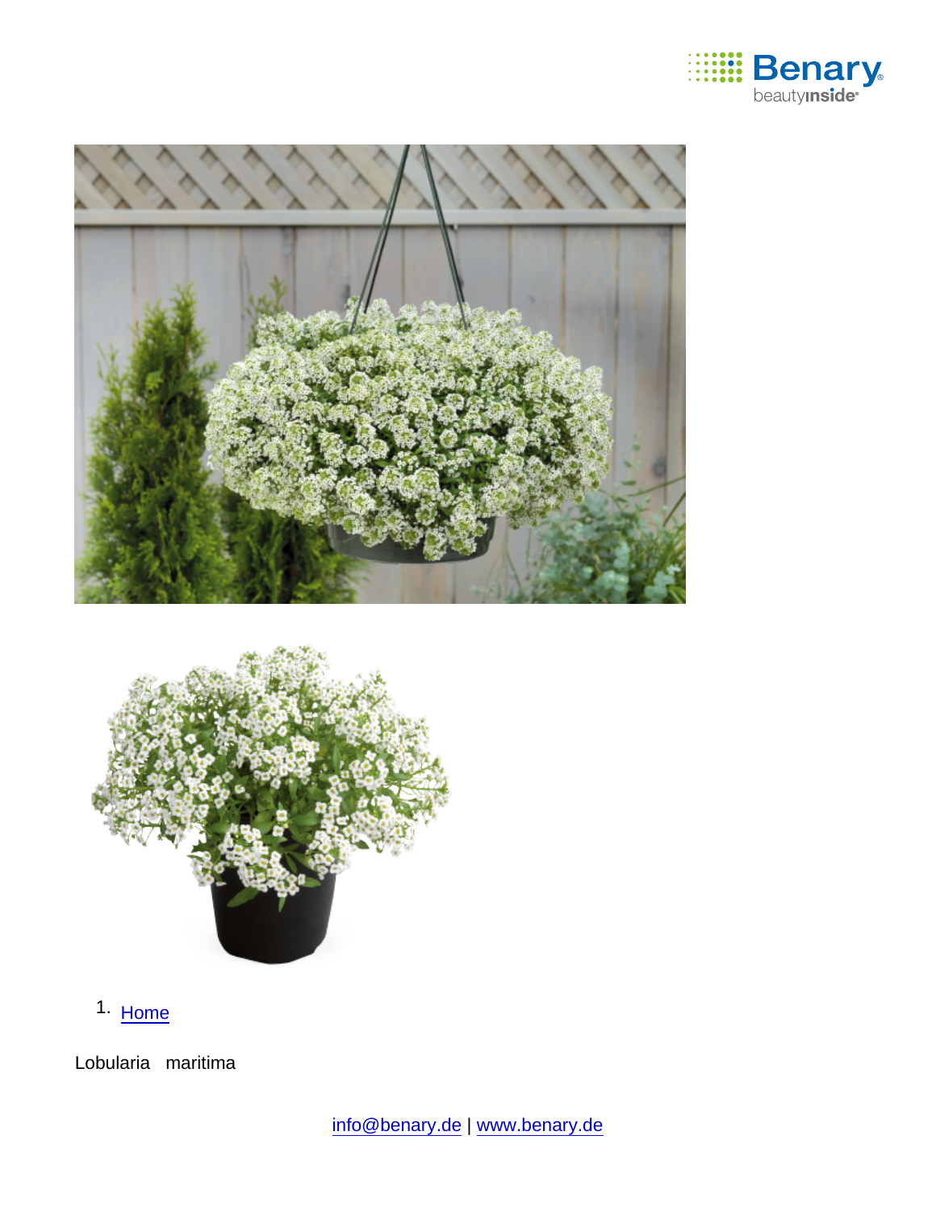1. Home

Lobularia maritima

info@benary.de | www.benary.de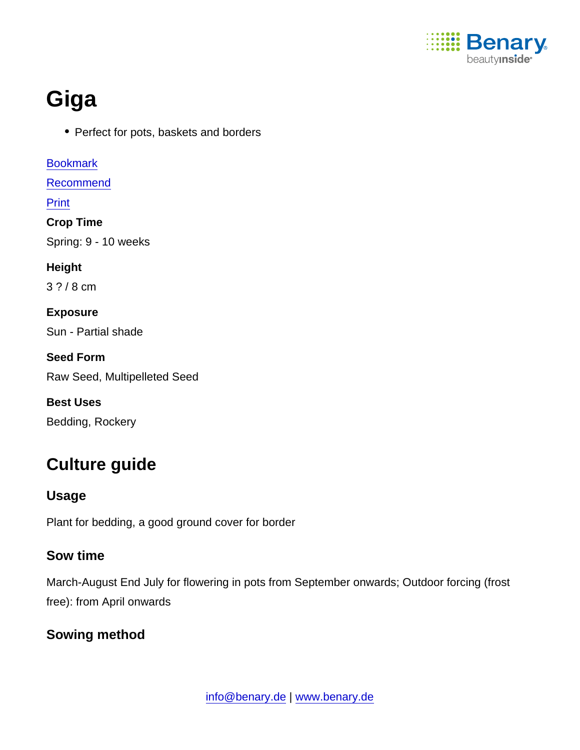# Giga

- Perfect for pots, baskets and borders

Bookmark

Recommend

Print

**Crop Time**

Spring: 9 - 10 weeks

**Height**

3 ? / 8 cm

**Exposure**

Sun - Partial shade

**Seed Form**

Raw Seed, Multipelleted Seed

**Best Uses**

Bedding, Rockery

## Culture guide

### Usage

Plant for bedding, a good ground cover for border

### Sow time

March-August End July for flowering in pots from September onwards; Outdoor forcing (frost free): from April onwards

### Sowing method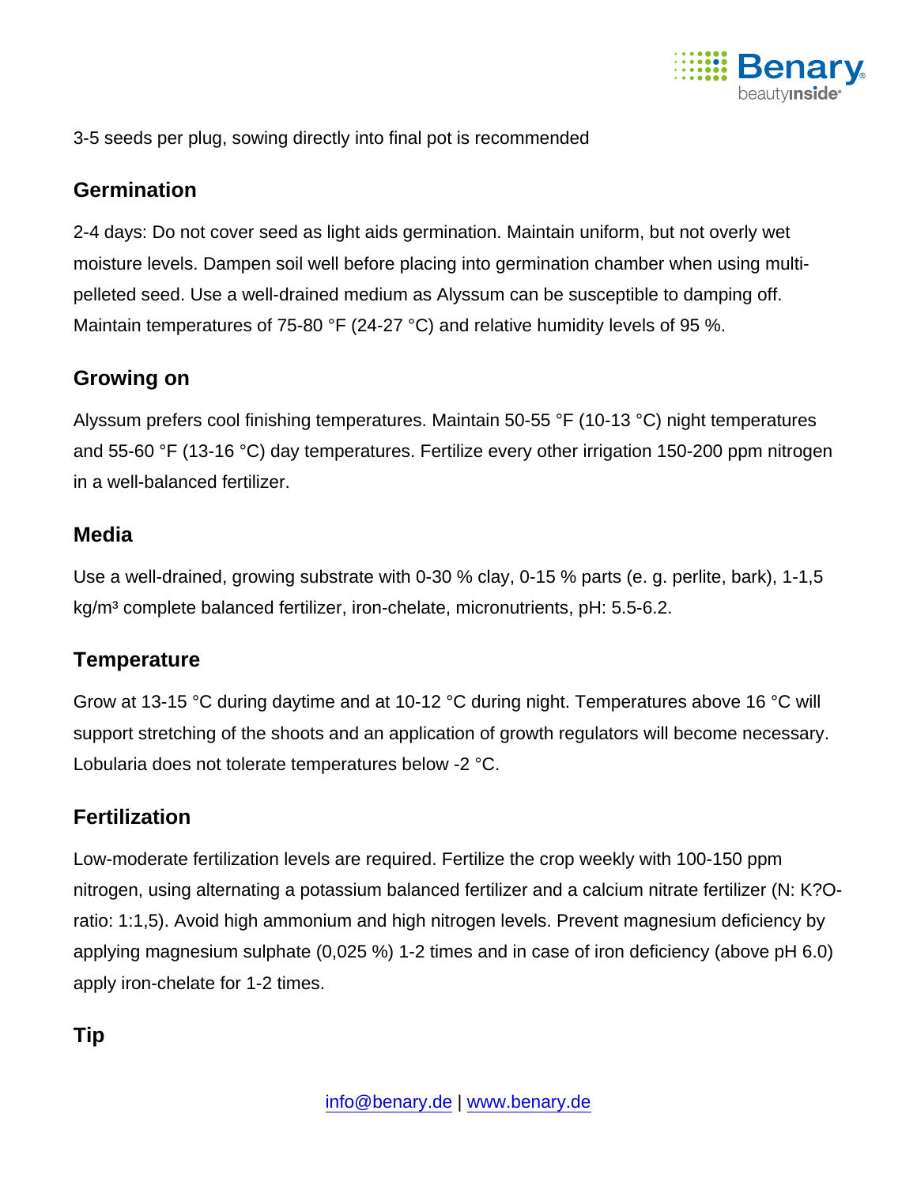3-5 seeds per plug, sowing directly into final pot is recommended

## Germination

2-4 days: Do not cover seed as light aids germination. Maintain uniform, but not overly wet moisture levels. Dampen soil well before placing into germination chamber when using multi-pelleted seed. Use a well-drained medium as Alyssum can be susceptible to damping off. Maintain temperatures of 75-80 °F (24-27 °C) and relative humidity levels of 95 %.

## Growing on

Alyssum prefers cool finishing temperatures. Maintain 50-55 °F (10-13 °C) night temperatures and 55-60 °F (13-16 °C) day temperatures. Fertilize every other irrigation 150-200 ppm nitrogen in a well-balanced fertilizer.

## Media

Use a well-drained, growing substrate with 0-30 % clay, 0-15 % parts (e. g. perlite, bark), 1-1,5 kg/m³ complete balanced fertilizer, iron-chelate, micronutrients, pH: 5.5-6.2.

## Temperature

Grow at 13-15 °C during daytime and at 10-12 °C during night. Temperatures above 16 °C will support stretching of the shoots and an application of growth regulators will become necessary. Lobularia does not tolerate temperatures below -2 °C.

## Fertilization

Low-moderate fertilization levels are required. Fertilize the crop weekly with 100-150 ppm nitrogen, using alternating a potassium balanced fertilizer and a calcium nitrate fertilizer (N: K?O-ratio: 1:1,5). Avoid high ammonium and high nitrogen levels. Prevent magnesium deficiency by applying magnesium sulphate (0,025 %) 1-2 times and in case of iron deficiency (above pH 6.0) apply iron-chelate for 1-2 times.

## Tip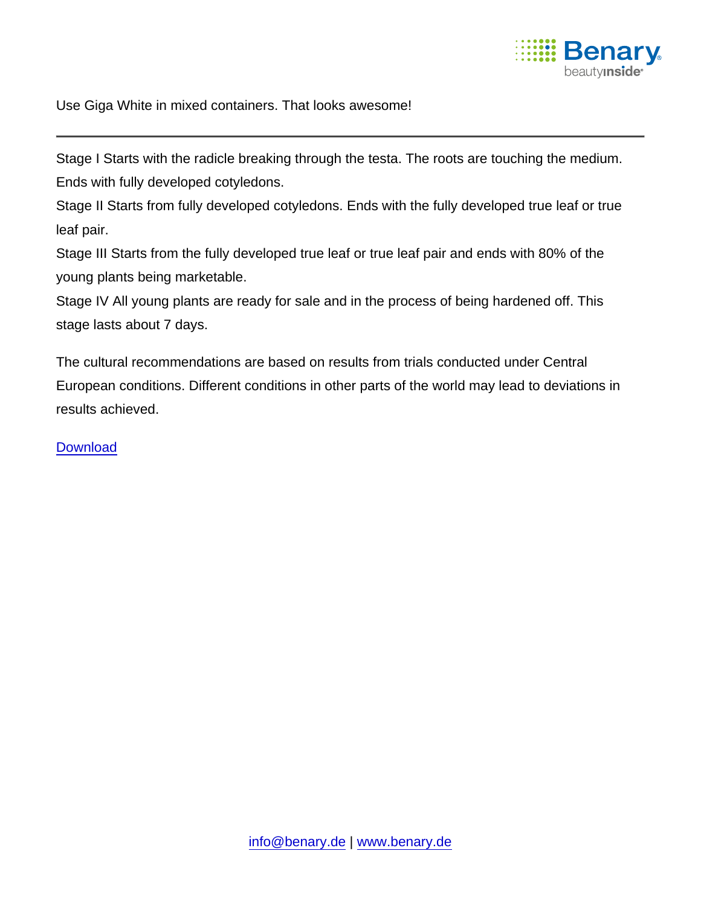Use Giga White in mixed containers. That looks awesome!

---

Stage I Starts with the radicle breaking through the testa. The roots are touching the medium. Ends with fully developed cotyledons.

Stage II Starts from fully developed cotyledons. Ends with the fully developed true leaf or true leaf pair.

Stage III Starts from the fully developed true leaf or true leaf pair and ends with 80% of the young plants being marketable.

Stage IV All young plants are ready for sale and in the process of being hardened off. This stage lasts about 7 days.

The cultural recommendations are based on results from trials conducted under Central European conditions. Different conditions in other parts of the world may lead to deviations in results achieved.

Download